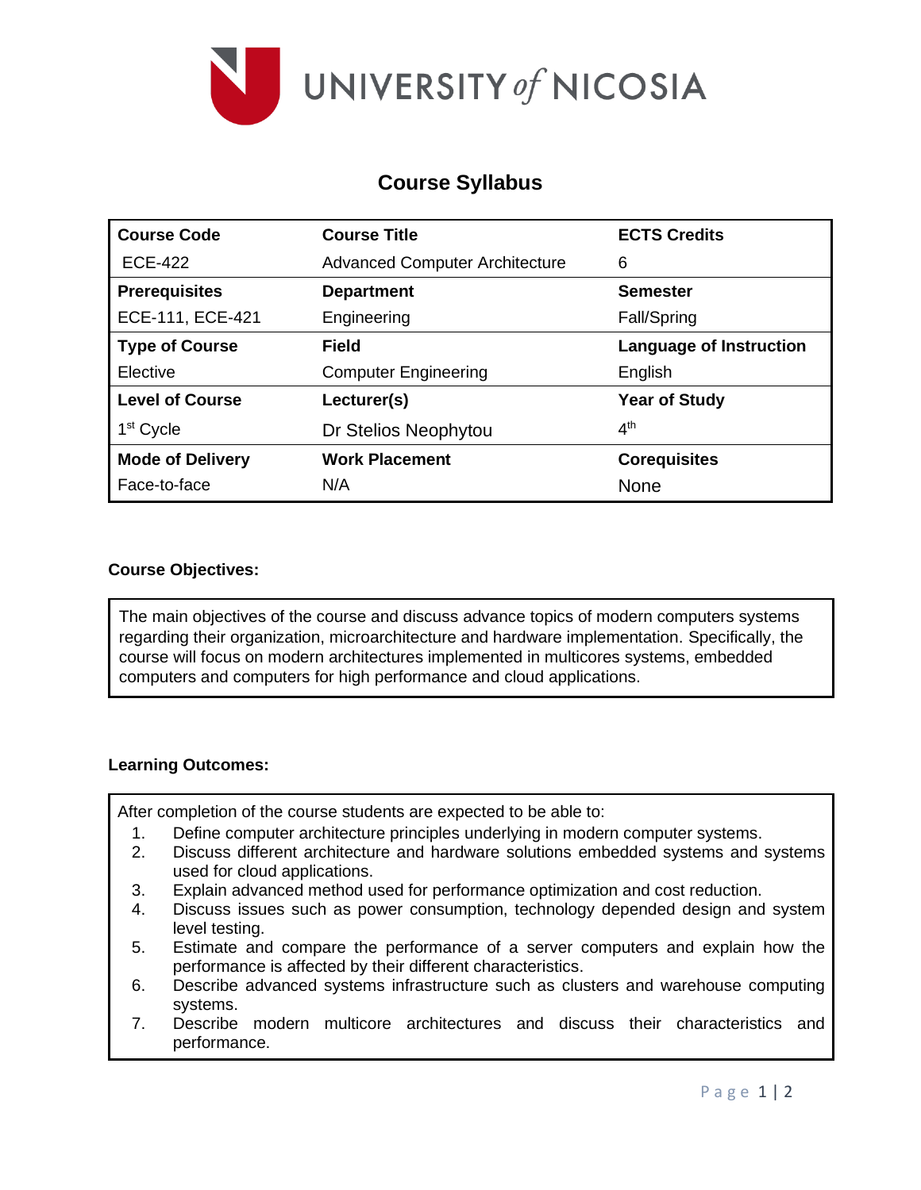UNIVERSITY of NICOSIA

# Course Syllabus

| Course Code | Course Title | ECTS Credits |
|---|---|---|
| ECE-422 | Advanced Computer Architecture | 6 |
| **Prerequisites** | **Department** | **Semester** |
| ECE-111, ECE-421 | Engineering | Fall/Spring |
| **Type of Course** | **Field** | **Language of Instruction** |
| Elective | Computer Engineering | English |
| **Level of Course** | **Lecturer(s)** | **Year of Study** |
| 1st Cycle | Dr Stelios Neophytou | 4th |
| **Mode of Delivery** | **Work Placement** | **Corequisites** |
| Face-to-face | N/A | None |

**Course Objectives:**

The main objectives of the course and discuss advance topics of modern computers systems regarding their organization, microarchitecture and hardware implementation. Specifically, the course will focus on modern architectures implemented in multicores systems, embedded computers and computers for high performance and cloud applications.

**Learning Outcomes:**

After completion of the course students are expected to be able to:

1. Define computer architecture principles underlying in modern computer systems.
2. Discuss different architecture and hardware solutions embedded systems and systems used for cloud applications.
3. Explain advanced method used for performance optimization and cost reduction.
4. Discuss issues such as power consumption, technology depended design and system level testing.
5. Estimate and compare the performance of a server computers and explain how the performance is affected by their different characteristics.
6. Describe advanced systems infrastructure such as clusters and warehouse computing systems.
7. Describe modern multicore architectures and discuss their characteristics and performance.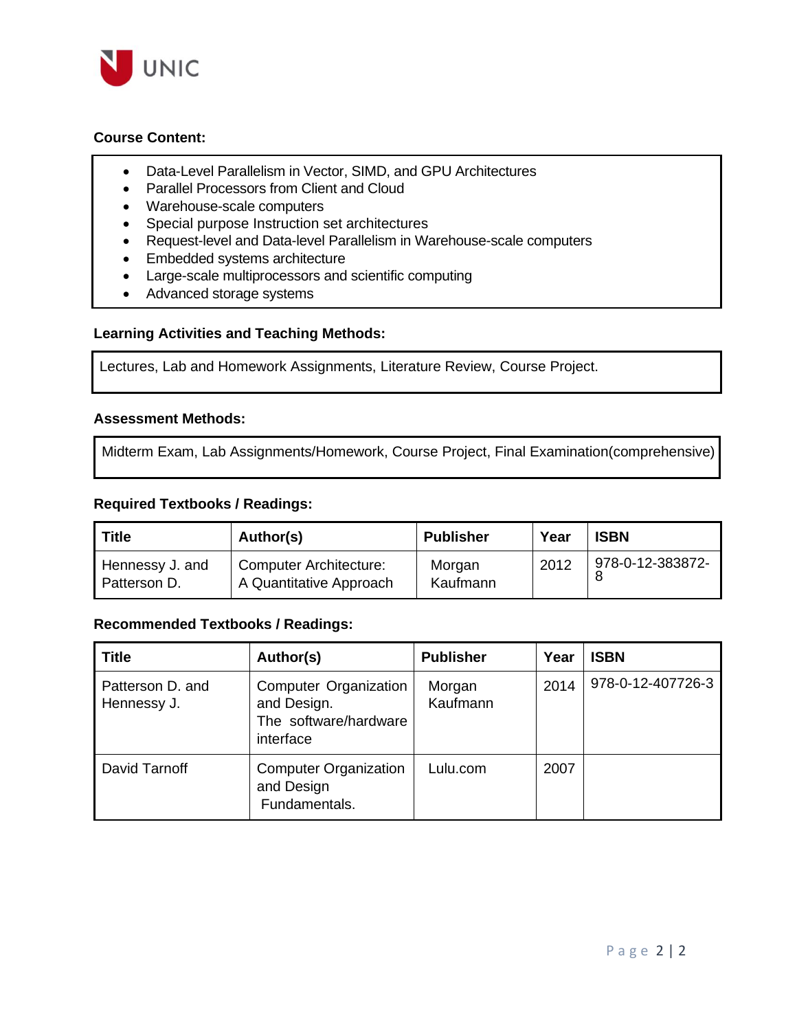**Course Content:**

- Data-Level Parallelism in Vector, SIMD, and GPU Architectures
- Parallel Processors from Client and Cloud
- Warehouse-scale computers
- Special purpose Instruction set architectures
- Request-level and Data-level Parallelism in Warehouse-scale computers
- Embedded systems architecture
- Large-scale multiprocessors and scientific computing
- Advanced storage systems

**Learning Activities and Teaching Methods:**

Lectures, Lab and Homework Assignments, Literature Review, Course Project.

**Assessment Methods:**

Midterm Exam, Lab Assignments/Homework, Course Project, Final Examination(comprehensive)

**Required Textbooks / Readings:**

| Title | Author(s) | Publisher | Year | ISBN |
|---|---|---|---|---|
| Hennessy J. and Patterson D. | Computer Architecture: A Quantitative Approach | Morgan Kaufmann | 2012 | 978-0-12-383872-8 |

**Recommended Textbooks / Readings:**

| Title | Author(s) | Publisher | Year | ISBN |
|---|---|---|---|---|
| Patterson D. and Hennessy J. | Computer Organization and Design. The software/hardware interface | Morgan Kaufmann | 2014 | 978-0-12-407726-3 |
| David Tarnoff | Computer Organization and Design Fundamentals. | Lulu.com | 2007 | |